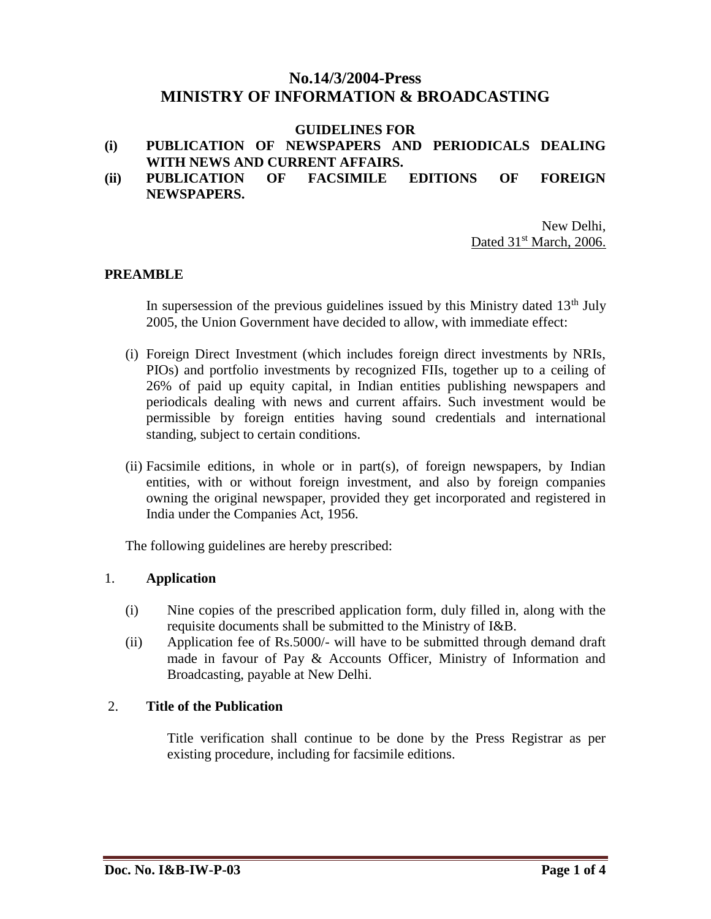# No.14/3/2004-Press
# MINISTRY OF INFORMATION & BROADCASTING

**GUIDELINES FOR**

**(i) PUBLICATION OF NEWSPAPERS AND PERIODICALS DEALING WITH NEWS AND CURRENT AFFAIRS.**

**(ii) PUBLICATION OF FACSIMILE EDITIONS OF FOREIGN NEWSPAPERS.**

New Delhi,
Dated 31st March, 2006.

## PREAMBLE

In supersession of the previous guidelines issued by this Ministry dated 13th July 2005, the Union Government have decided to allow, with immediate effect:

(i) Foreign Direct Investment (which includes foreign direct investments by NRIs, PIOs) and portfolio investments by recognized FIIs, together up to a ceiling of 26% of paid up equity capital, in Indian entities publishing newspapers and periodicals dealing with news and current affairs. Such investment would be permissible by foreign entities having sound credentials and international standing, subject to certain conditions.

(ii) Facsimile editions, in whole or in part(s), of foreign newspapers, by Indian entities, with or without foreign investment, and also by foreign companies owning the original newspaper, provided they get incorporated and registered in India under the Companies Act, 1956.

The following guidelines are hereby prescribed:

## 1. Application

(i) Nine copies of the prescribed application form, duly filled in, along with the requisite documents shall be submitted to the Ministry of I&B.

(ii) Application fee of Rs.5000/- will have to be submitted through demand draft made in favour of Pay & Accounts Officer, Ministry of Information and Broadcasting, payable at New Delhi.

## 2. Title of the Publication

Title verification shall continue to be done by the Press Registrar as per existing procedure, including for facsimile editions.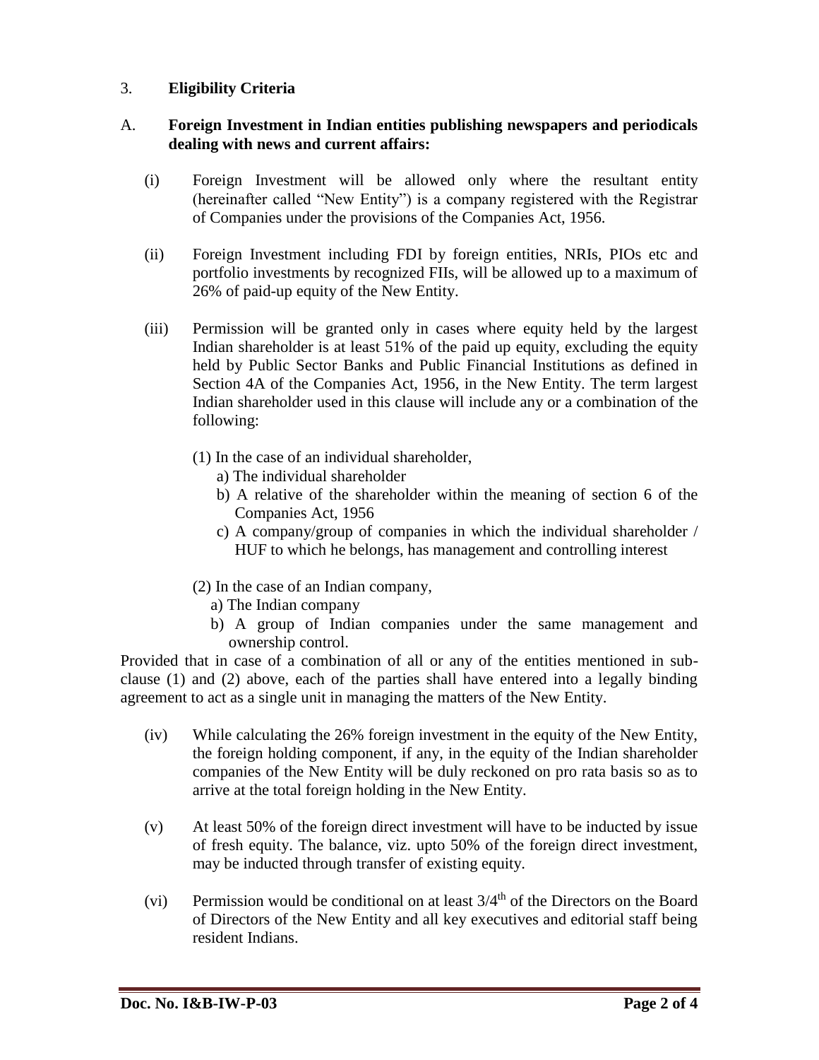## 3. **Eligibility Criteria**

### A. **Foreign Investment in Indian entities publishing newspapers and periodicals dealing with news and current affairs:**

(i) Foreign Investment will be allowed only where the resultant entity (hereinafter called "New Entity") is a company registered with the Registrar of Companies under the provisions of the Companies Act, 1956.

(ii) Foreign Investment including FDI by foreign entities, NRIs, PIOs etc and portfolio investments by recognized FIIs, will be allowed up to a maximum of 26% of paid-up equity of the New Entity.

(iii) Permission will be granted only in cases where equity held by the largest Indian shareholder is at least 51% of the paid up equity, excluding the equity held by Public Sector Banks and Public Financial Institutions as defined in Section 4A of the Companies Act, 1956, in the New Entity. The term largest Indian shareholder used in this clause will include any or a combination of the following:

(1) In the case of an individual shareholder,
  a) The individual shareholder
  b) A relative of the shareholder within the meaning of section 6 of the Companies Act, 1956
  c) A company/group of companies in which the individual shareholder / HUF to which he belongs, has management and controlling interest

(2) In the case of an Indian company,
  a) The Indian company
  b) A group of Indian companies under the same management and ownership control.

Provided that in case of a combination of all or any of the entities mentioned in sub-clause (1) and (2) above, each of the parties shall have entered into a legally binding agreement to act as a single unit in managing the matters of the New Entity.

(iv) While calculating the 26% foreign investment in the equity of the New Entity, the foreign holding component, if any, in the equity of the Indian shareholder companies of the New Entity will be duly reckoned on pro rata basis so as to arrive at the total foreign holding in the New Entity.

(v) At least 50% of the foreign direct investment will have to be inducted by issue of fresh equity. The balance, viz. upto 50% of the foreign direct investment, may be inducted through transfer of existing equity.

(vi) Permission would be conditional on at least $3/4^{th}$ of the Directors on the Board of Directors of the New Entity and all key executives and editorial staff being resident Indians.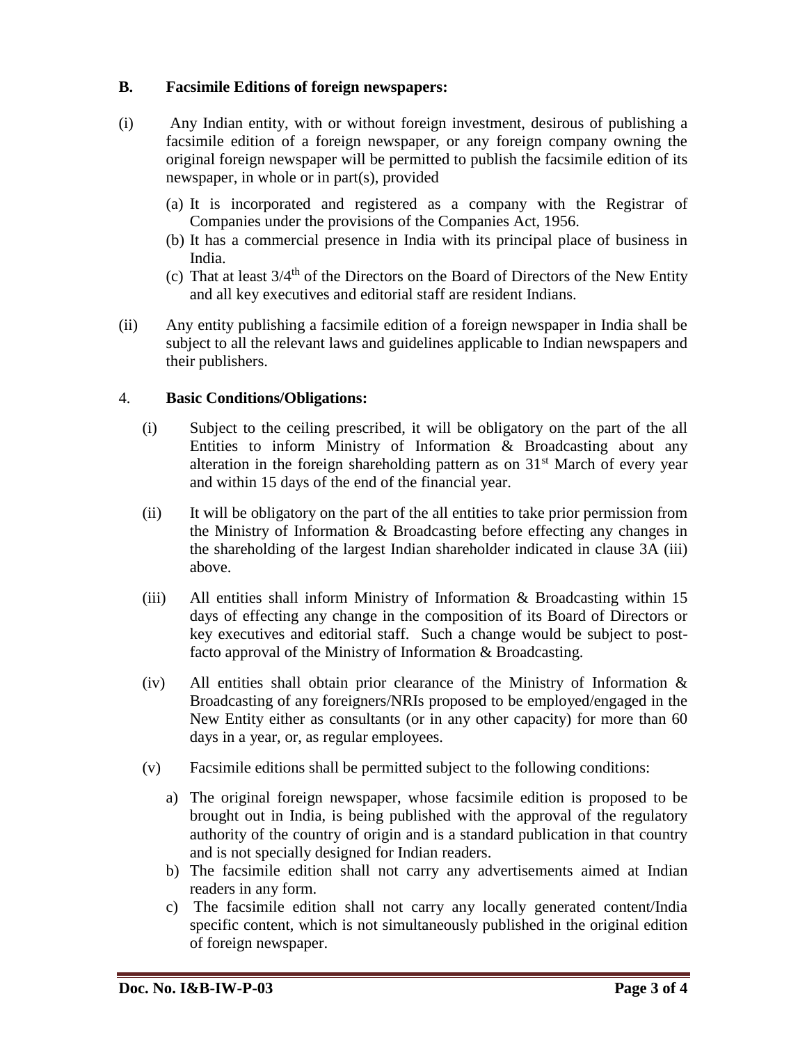**B. Facsimile Editions of foreign newspapers:**

(i) Any Indian entity, with or without foreign investment, desirous of publishing a facsimile edition of a foreign newspaper, or any foreign company owning the original foreign newspaper will be permitted to publish the facsimile edition of its newspaper, in whole or in part(s), provided

   (a) It is incorporated and registered as a company with the Registrar of Companies under the provisions of the Companies Act, 1956.
   (b) It has a commercial presence in India with its principal place of business in India.
   (c) That at least 3/4$^{th}$ of the Directors on the Board of Directors of the New Entity and all key executives and editorial staff are resident Indians.

(ii) Any entity publishing a facsimile edition of a foreign newspaper in India shall be subject to all the relevant laws and guidelines applicable to Indian newspapers and their publishers.

4. **Basic Conditions/Obligations:**

   (i) Subject to the ceiling prescribed, it will be obligatory on the part of the all Entities to inform Ministry of Information & Broadcasting about any alteration in the foreign shareholding pattern as on 31$^{st}$ March of every year and within 15 days of the end of the financial year.

   (ii) It will be obligatory on the part of the all entities to take prior permission from the Ministry of Information & Broadcasting before effecting any changes in the shareholding of the largest Indian shareholder indicated in clause 3A (iii) above.

   (iii) All entities shall inform Ministry of Information & Broadcasting within 15 days of effecting any change in the composition of its Board of Directors or key executives and editorial staff. Such a change would be subject to post-facto approval of the Ministry of Information & Broadcasting.

   (iv) All entities shall obtain prior clearance of the Ministry of Information & Broadcasting of any foreigners/NRIs proposed to be employed/engaged in the New Entity either as consultants (or in any other capacity) for more than 60 days in a year, or, as regular employees.

   (v) Facsimile editions shall be permitted subject to the following conditions:

      a) The original foreign newspaper, whose facsimile edition is proposed to be brought out in India, is being published with the approval of the regulatory authority of the country of origin and is a standard publication in that country and is not specially designed for Indian readers.
      b) The facsimile edition shall not carry any advertisements aimed at Indian readers in any form.
      c) The facsimile edition shall not carry any locally generated content/India specific content, which is not simultaneously published in the original edition of foreign newspaper.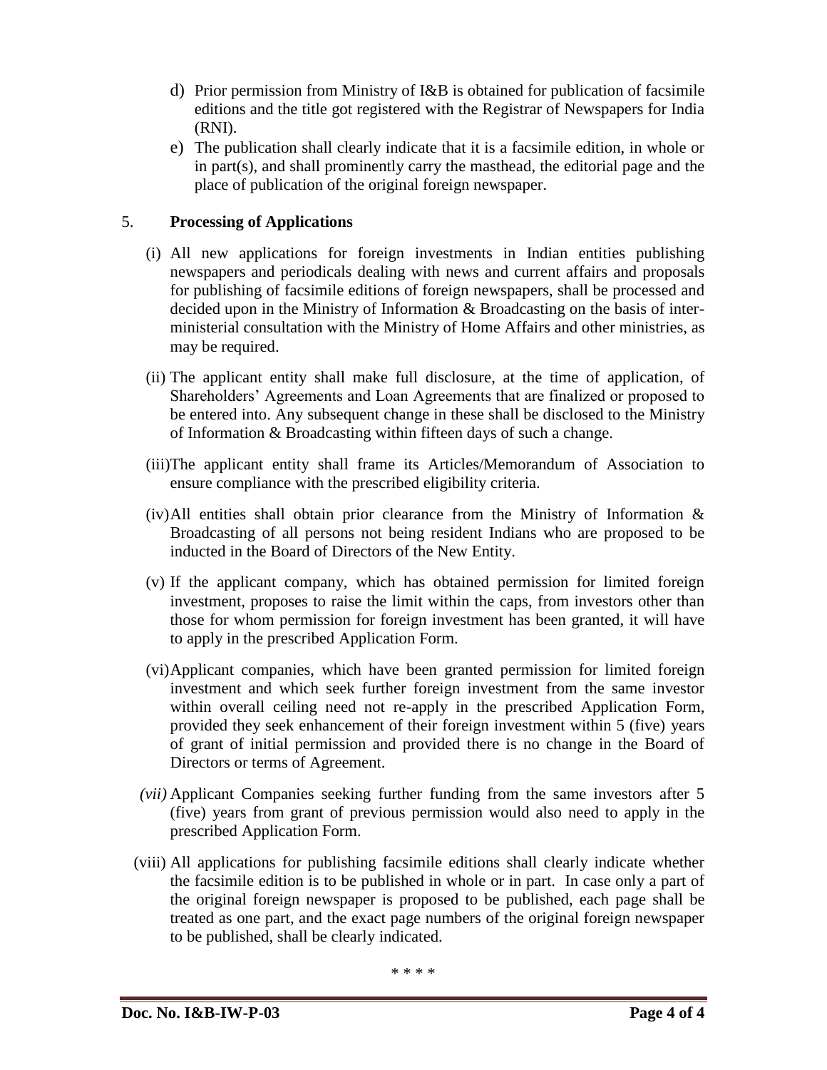d) Prior permission from Ministry of I&B is obtained for publication of facsimile editions and the title got registered with the Registrar of Newspapers for India (RNI).

e) The publication shall clearly indicate that it is a facsimile edition, in whole or in part(s), and shall prominently carry the masthead, the editorial page and the place of publication of the original foreign newspaper.

5. **Processing of Applications**

(i) All new applications for foreign investments in Indian entities publishing newspapers and periodicals dealing with news and current affairs and proposals for publishing of facsimile editions of foreign newspapers, shall be processed and decided upon in the Ministry of Information & Broadcasting on the basis of inter-ministerial consultation with the Ministry of Home Affairs and other ministries, as may be required.

(ii) The applicant entity shall make full disclosure, at the time of application, of Shareholders' Agreements and Loan Agreements that are finalized or proposed to be entered into. Any subsequent change in these shall be disclosed to the Ministry of Information & Broadcasting within fifteen days of such a change.

(iii) The applicant entity shall frame its Articles/Memorandum of Association to ensure compliance with the prescribed eligibility criteria.

(iv) All entities shall obtain prior clearance from the Ministry of Information & Broadcasting of all persons not being resident Indians who are proposed to be inducted in the Board of Directors of the New Entity.

(v) If the applicant company, which has obtained permission for limited foreign investment, proposes to raise the limit within the caps, from investors other than those for whom permission for foreign investment has been granted, it will have to apply in the prescribed Application Form.

(vi) Applicant companies, which have been granted permission for limited foreign investment and which seek further foreign investment from the same investor within overall ceiling need not re-apply in the prescribed Application Form, provided they seek enhancement of their foreign investment within 5 (five) years of grant of initial permission and provided there is no change in the Board of Directors or terms of Agreement.

*(vii)* Applicant Companies seeking further funding from the same investors after 5 (five) years from grant of previous permission would also need to apply in the prescribed Application Form.

(viii) All applications for publishing facsimile editions shall clearly indicate whether the facsimile edition is to be published in whole or in part. In case only a part of the original foreign newspaper is proposed to be published, each page shall be treated as one part, and the exact page numbers of the original foreign newspaper to be published, shall be clearly indicated.

\* \* \* \*

**Doc. No. I&B-IW-P-03**